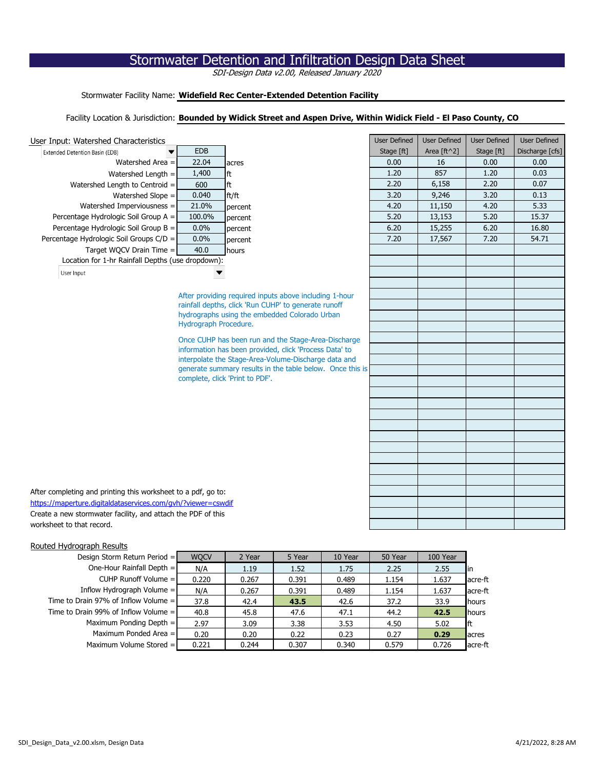# Stormwater Detention and Infiltration Design Data Sheet

*SDI-Design Data v2.00, Released January 2020*

Stormwater Facility Name: **Widefield Rec Center-Extended Detention Facility**

Facility Location & Jurisdiction: **Bounded by Widick Street and Aspen Drive, Within Widick Field - El Paso County, CO**

## User Input: Watershed Characteristics

| | | |
|---|---|---|
| Extended Detention Basin (EDB) | EDB | |
| Watershed Area = | 22.04 | acres |
| Watershed Length = | 1,400 | ft |
| Watershed Length to Centroid = | 600 | ft |
| Watershed Slope = | 0.040 | ft/ft |
| Watershed Imperviousness = | 21.0% | percent |
| Percentage Hydrologic Soil Group A = | 100.0% | percent |
| Percentage Hydrologic Soil Group B = | 0.0% | percent |
| Percentage Hydrologic Soil Groups C/D = | 0.0% | percent |
| Target WQCV Drain Time = | 40.0 | hours |

Location for 1-hr Rainfall Depths (use dropdown):

User Input

| User Defined Stage [ft] | User Defined Area [ft^2] | User Defined Stage [ft] | User Defined Discharge [cfs] |
|---|---|---|---|
| 0.00 | 16 | 0.00 | 0.00 |
| 1.20 | 857 | 1.20 | 0.03 |
| 2.20 | 6,158 | 2.20 | 0.07 |
| 3.20 | 9,246 | 3.20 | 0.13 |
| 4.20 | 11,150 | 4.20 | 5.33 |
| 5.20 | 13,153 | 5.20 | 15.37 |
| 6.20 | 15,255 | 6.20 | 16.80 |
| 7.20 | 17,567 | 7.20 | 54.71 |

After providing required inputs above including 1-hour rainfall depths, click 'Run CUHP' to generate runoff hydrographs using the embedded Colorado Urban Hydrograph Procedure.

Once CUHP has been run and the Stage-Area-Discharge information has been provided, click 'Process Data' to interpolate the Stage-Area-Volume-Discharge data and generate summary results in the table below. Once this is complete, click 'Print to PDF'.

After completing and printing this worksheet to a pdf, go to:
https://maperture.digitaldataservices.com/gvh/?viewer=cswdif
Create a new stormwater facility, and attach the PDF of this worksheet to that record.

## Routed Hydrograph Results

| Design Storm Return Period = | WQCV | 2 Year | 5 Year | 10 Year | 50 Year | 100 Year | |
|---|---|---|---|---|---|---|---|
| One-Hour Rainfall Depth = | N/A | 1.19 | 1.52 | 1.75 | 2.25 | 2.55 | in |
| CUHP Runoff Volume = | 0.220 | 0.267 | 0.391 | 0.489 | 1.154 | 1.637 | acre-ft |
| Inflow Hydrograph Volume = | N/A | 0.267 | 0.391 | 0.489 | 1.154 | 1.637 | acre-ft |
| Time to Drain 97% of Inflow Volume = | 37.8 | 42.4 | **43.5** | 42.6 | 37.2 | 33.9 | hours |
| Time to Drain 99% of Inflow Volume = | 40.8 | 45.8 | 47.6 | 47.1 | 44.2 | **42.5** | hours |
| Maximum Ponding Depth = | 2.97 | 3.09 | 3.38 | 3.53 | 4.50 | 5.02 | ft |
| Maximum Ponded Area = | 0.20 | 0.20 | 0.22 | 0.23 | 0.27 | **0.29** | acres |
| Maximum Volume Stored = | 0.221 | 0.244 | 0.307 | 0.340 | 0.579 | 0.726 | acre-ft |

SDI_Design_Data_v2.00.xlsm, Design Data | 4/21/2022, 8:28 AM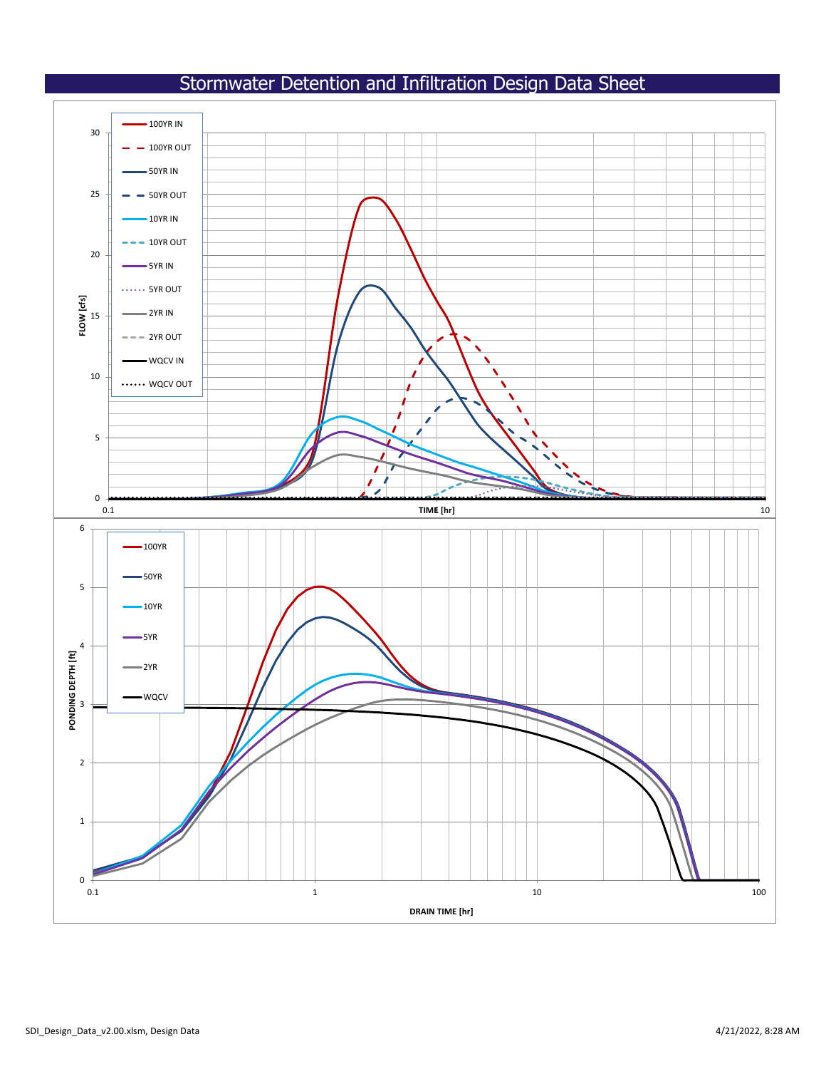# Stormwater Detention and Infiltration Design Data Sheet

100YR IN
100YR OUT
50YR IN
50YR OUT
10YR IN
10YR OUT
5YR IN
5YR OUT
2YR IN
2YR OUT
WQCV IN
WQCV OUT

FLOW [cfs]

30
25
20
15
10
5
0

0.1
TIME [hr]
10

100YR
50YR
10YR
5YR
2YR
WQCV

PONDING DEPTH [ft]

6
5
4
3
2
1
0

0.1
1
10
100

DRAIN TIME [hr]

SDI_Design_Data_v2.00.xlsm, Design Data

4/21/2022, 8:28 AM